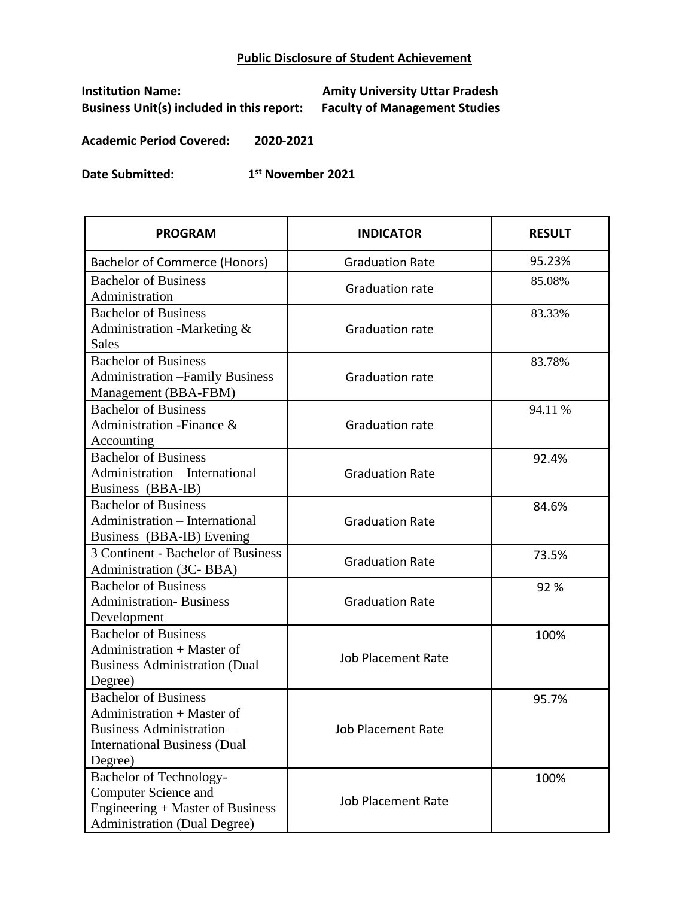# Public Disclosure of Student Achievement

**Institution Name:** **Amity University Uttar Pradesh**
**Business Unit(s) included in this report:** **Faculty of Management Studies**

**Academic Period Covered:** **2020-2021**

**Date Submitted:** **1st November 2021**

| PROGRAM | INDICATOR | RESULT |
|---|---|---|
| Bachelor of Commerce (Honors) | Graduation Rate | 95.23% |
| Bachelor of Business Administration | Graduation rate | 85.08% |
| Bachelor of Business Administration -Marketing & Sales | Graduation rate | 83.33% |
| Bachelor of Business Administration –Family Business Management (BBA-FBM) | Graduation rate | 83.78% |
| Bachelor of Business Administration -Finance & Accounting | Graduation rate | 94.11 % |
| Bachelor of Business Administration – International Business (BBA-IB) | Graduation Rate | 92.4% |
| Bachelor of Business Administration – International Business (BBA-IB) Evening | Graduation Rate | 84.6% |
| 3 Continent - Bachelor of Business Administration (3C- BBA) | Graduation Rate | 73.5% |
| Bachelor of Business Administration- Business Development | Graduation Rate | 92 % |
| Bachelor of Business Administration + Master of Business Administration (Dual Degree) | Job Placement Rate | 100% |
| Bachelor of Business Administration + Master of Business Administration – International Business (Dual Degree) | Job Placement Rate | 95.7% |
| Bachelor of Technology- Computer Science and Engineering + Master of Business Administration (Dual Degree) | Job Placement Rate | 100% |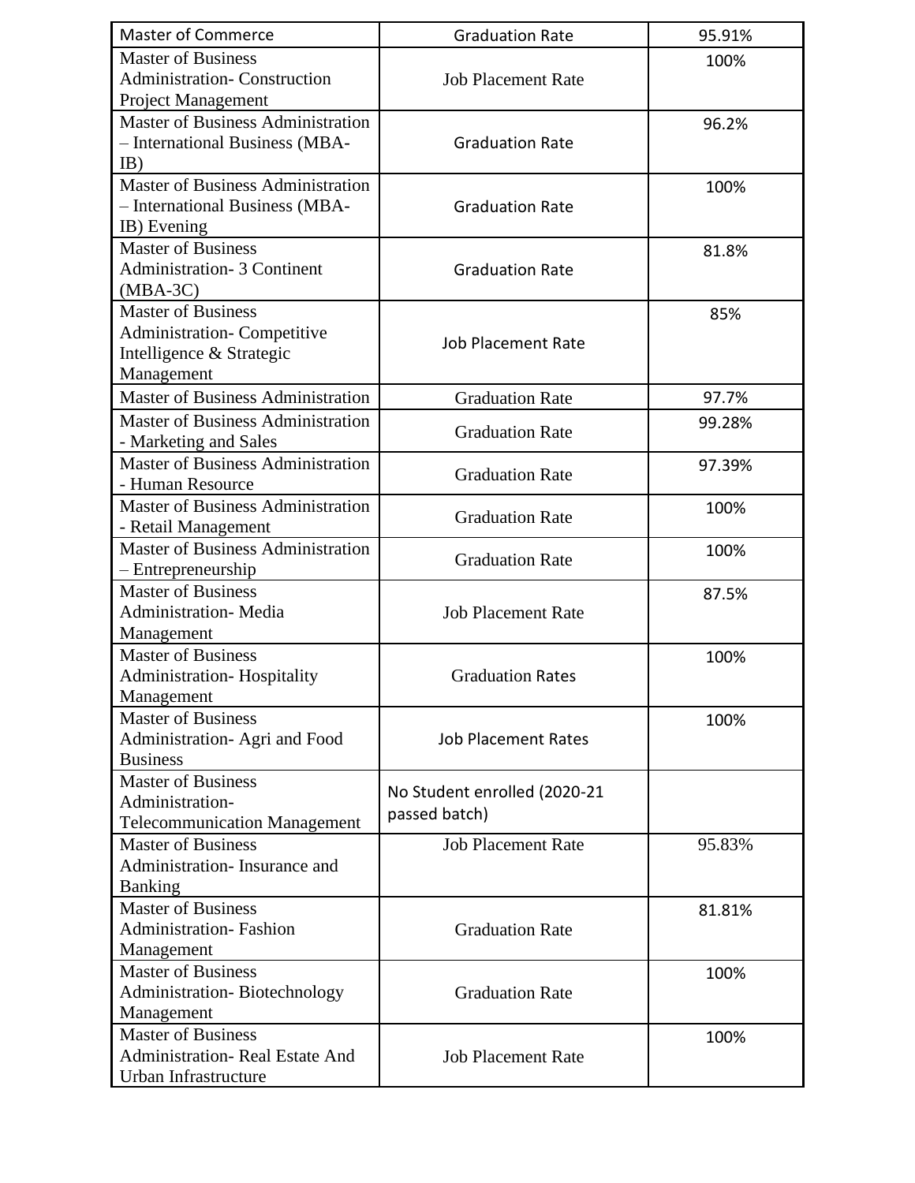| Master of Commerce | Graduation Rate | 95.91% |
|---|---|---|
| Master of Business Administration- Construction Project Management | Job Placement Rate | 100% |
| Master of Business Administration – International Business (MBA-IB) | Graduation Rate | 96.2% |
| Master of Business Administration – International Business (MBA-IB) Evening | Graduation Rate | 100% |
| Master of Business Administration- 3 Continent (MBA-3C) | Graduation Rate | 81.8% |
| Master of Business Administration- Competitive Intelligence & Strategic Management | Job Placement Rate | 85% |
| Master of Business Administration | Graduation Rate | 97.7% |
| Master of Business Administration - Marketing and Sales | Graduation Rate | 99.28% |
| Master of Business Administration - Human Resource | Graduation Rate | 97.39% |
| Master of Business Administration - Retail Management | Graduation Rate | 100% |
| Master of Business Administration – Entrepreneurship | Graduation Rate | 100% |
| Master of Business Administration- Media Management | Job Placement Rate | 87.5% |
| Master of Business Administration- Hospitality Management | Graduation Rates | 100% |
| Master of Business Administration- Agri and Food Business | Job Placement Rates | 100% |
| Master of Business Administration- Telecommunication Management | No Student enrolled (2020-21 passed batch) | |
| Master of Business Administration- Insurance and Banking | Job Placement Rate | 95.83% |
| Master of Business Administration- Fashion Management | Graduation Rate | 81.81% |
| Master of Business Administration- Biotechnology Management | Graduation Rate | 100% |
| Master of Business Administration- Real Estate And Urban Infrastructure | Job Placement Rate | 100% |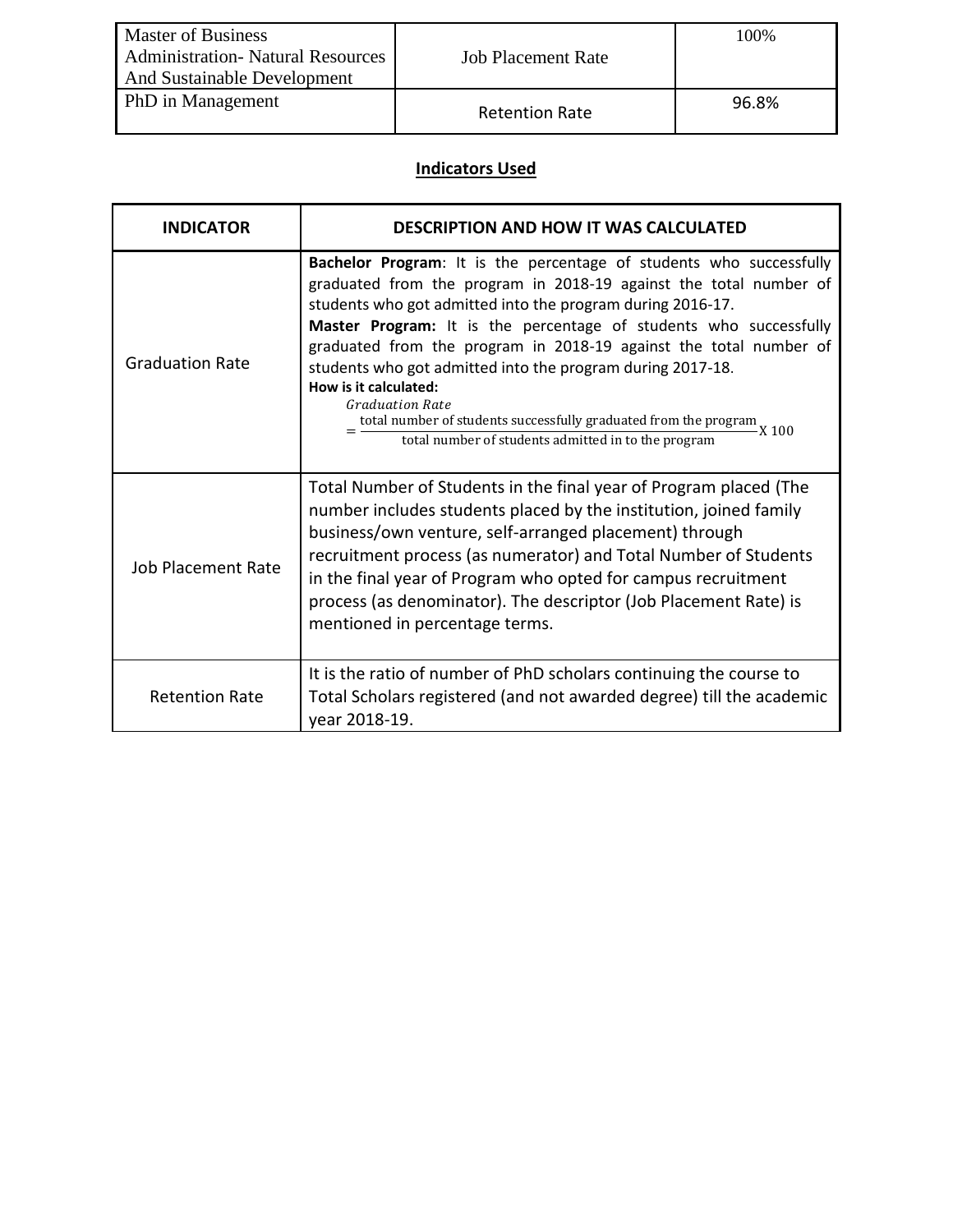| | | |
|---|---|---|
| Master of Business Administration- Natural Resources And Sustainable Development | Job Placement Rate | 100% |
| PhD in Management | Retention Rate | 96.8% |

## Indicators Used

| INDICATOR | DESCRIPTION AND HOW IT WAS CALCULATED |
|---|---|
| Graduation Rate | **Bachelor Program**: It is the percentage of students who successfully graduated from the program in 2018-19 against the total number of students who got admitted into the program during 2016-17. **Master Program:** It is the percentage of students who successfully graduated from the program in 2018-19 against the total number of students who got admitted into the program during 2017-18. **How is it calculated:** $Graduation\ Rate = \frac{\text{total number of students successfully graduated from the program}}{\text{total number of students admitted in to the program}} \text{X } 100$ |
| Job Placement Rate | Total Number of Students in the final year of Program placed (The number includes students placed by the institution, joined family business/own venture, self-arranged placement) through recruitment process (as numerator) and Total Number of Students in the final year of Program who opted for campus recruitment process (as denominator). The descriptor (Job Placement Rate) is mentioned in percentage terms. |
| Retention Rate | It is the ratio of number of PhD scholars continuing the course to Total Scholars registered (and not awarded degree) till the academic year 2018-19. |